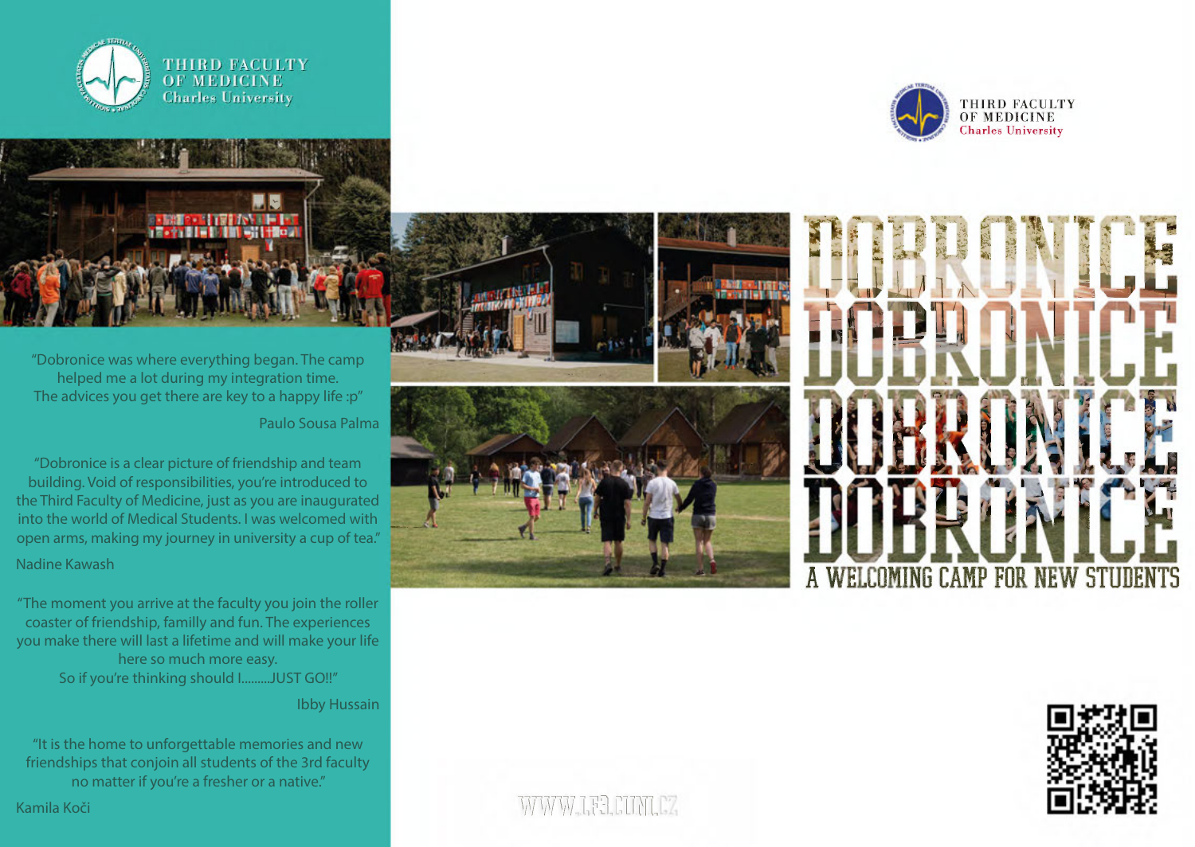THIRD FACULTY
OF MEDICINE
Charles University

"Dobronice was where everything began. The camp helped me a lot during my integration time. The advices you get there are key to a happy life :p"

Paulo Sousa Palma

"Dobronice is a clear picture of friendship and team building. Void of responsibilities, you're introduced to the Third Faculty of Medicine, just as you are inaugurated into the world of Medical Students. I was welcomed with open arms, making my journey in university a cup of tea."

Nadine Kawash

"The moment you arrive at the faculty you join the roller coaster of friendship, familly and fun. The experiences you make there will last a lifetime and will make your life here so much more easy.
So if you're thinking should I.........JUST GO!!"

Ibby Hussain

"It is the home to unforgettable memories and new friendships that conjoin all students of the 3rd faculty no matter if you're a fresher or a native."

Kamila Koči

WWW.LF3.CUNI.CZ

THIRD FACULTY
OF MEDICINE
Charles University

# DOBRONICE DOBRONICE DOBRONICE DOBRONICE

## A WELCOMING CAMP FOR NEW STUDENTS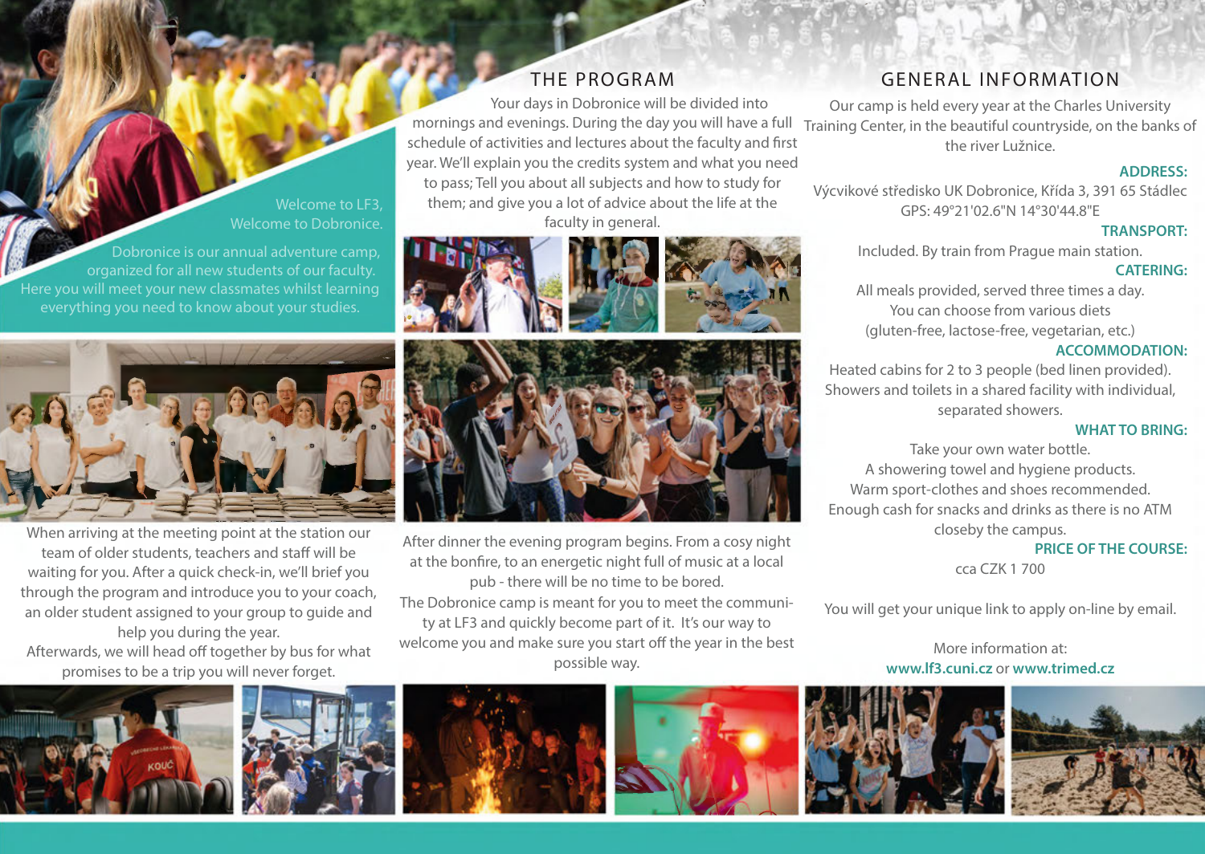Welcome to LF3,
Welcome to Dobronice.

Dobronice is our annual adventure camp, organized for all new students of our faculty. Here you will meet your new classmates whilst learning everything you need to know about your studies.

When arriving at the meeting point at the station our team of older students, teachers and staff will be waiting for you. After a quick check-in, we'll brief you through the program and introduce you to your coach, an older student assigned to your group to guide and help you during the year.
Afterwards, we will head off together by bus for what promises to be a trip you will never forget.

## THE PROGRAM

Your days in Dobronice will be divided into mornings and evenings. During the day you will have a full schedule of activities and lectures about the faculty and first year. We'll explain you the credits system and what you need to pass; Tell you about all subjects and how to study for them; and give you a lot of advice about the life at the faculty in general.

After dinner the evening program begins. From a cosy night at the bonfire, to an energetic night full of music at a local pub - there will be no time to be bored.
The Dobronice camp is meant for you to meet the community at LF3 and quickly become part of it. It's our way to welcome you and make sure you start off the year in the best possible way.

## GENERAL INFORMATION

Our camp is held every year at the Charles University Training Center, in the beautiful countryside, on the banks of the river Lužnice.

**ADDRESS:**

Výcvikové středisko UK Dobronice, Křída 3, 391 65 Stádlec
GPS: 49°21'02.6"N 14°30'44.8"E

**TRANSPORT:**

Included. By train from Prague main station.

**CATERING:**

All meals provided, served three times a day.
You can choose from various diets (gluten-free, lactose-free, vegetarian, etc.)

**ACCOMMODATION:**

Heated cabins for 2 to 3 people (bed linen provided).
Showers and toilets in a shared facility with individual, separated showers.

**WHAT TO BRING:**

Take your own water bottle.
A showering towel and hygiene products.
Warm sport-clothes and shoes recommended.
Enough cash for snacks and drinks as there is no ATM closeby the campus.

**PRICE OF THE COURSE:**

cca CZK 1 700

You will get your unique link to apply on-line by email.

More information at:
**www.lf3.cuni.cz** or **www.trimed.cz**